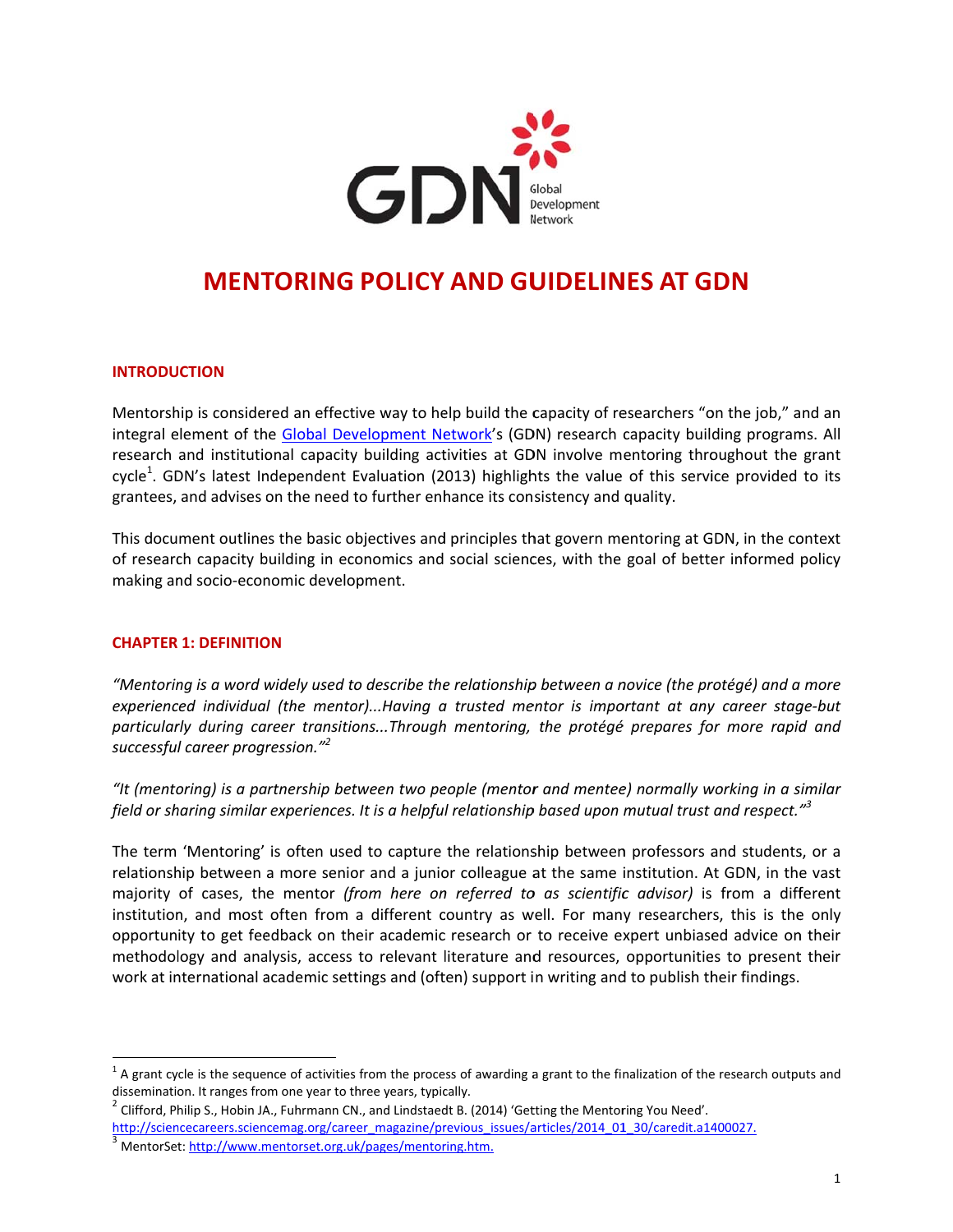# MENTORING POLICY AND GUIDELINES AT GDN

## INTRODUCTION

Mentorship is considered an effective way to help build the capacity of researchers "on the job," and an integral element of the [Global Development Network](#)'s (GDN) research capacity building programs. All research and institutional capacity building activities at GDN involve mentoring throughout the grant cycle[1]. GDN's latest Independent Evaluation (2013) highlights the value of this service provided to its grantees, and advises on the need to further enhance its consistency and quality.

This document outlines the basic objectives and principles that govern mentoring at GDN, in the context of research capacity building in economics and social sciences, with the goal of better informed policy making and socio-economic development.

## CHAPTER 1: DEFINITION

*"Mentoring is a word widely used to describe the relationship between a novice (the protégé) and a more experienced individual (the mentor)...Having a trusted mentor is important at any career stage-but particularly during career transitions...Through mentoring, the protégé prepares for more rapid and successful career progression."*[2]

*"It (mentoring) is a partnership between two people (mentor and mentee) normally working in a similar field or sharing similar experiences. It is a helpful relationship based upon mutual trust and respect."*[3]

The term 'Mentoring' is often used to capture the relationship between professors and students, or a relationship between a more senior and a junior colleague at the same institution. At GDN, in the vast majority of cases, the mentor *(from here on referred to as scientific advisor)* is from a different institution, and most often from a different country as well. For many researchers, this is the only opportunity to get feedback on their academic research or to receive expert unbiased advice on their methodology and analysis, access to relevant literature and resources, opportunities to present their work at international academic settings and (often) support in writing and to publish their findings.

---

[1] A grant cycle is the sequence of activities from the process of awarding a grant to the finalization of the research outputs and dissemination. It ranges from one year to three years, typically.

[2] Clifford, Philip S., Hobin JA., Fuhrmann CN., and Lindstaedt B. (2014) 'Getting the Mentoring You Need'. http://sciencecareers.sciencemag.org/career_magazine/previous_issues/articles/2014_01_30/caredit.a1400027.

[3] MentorSet: http://www.mentorset.org.uk/pages/mentoring.htm.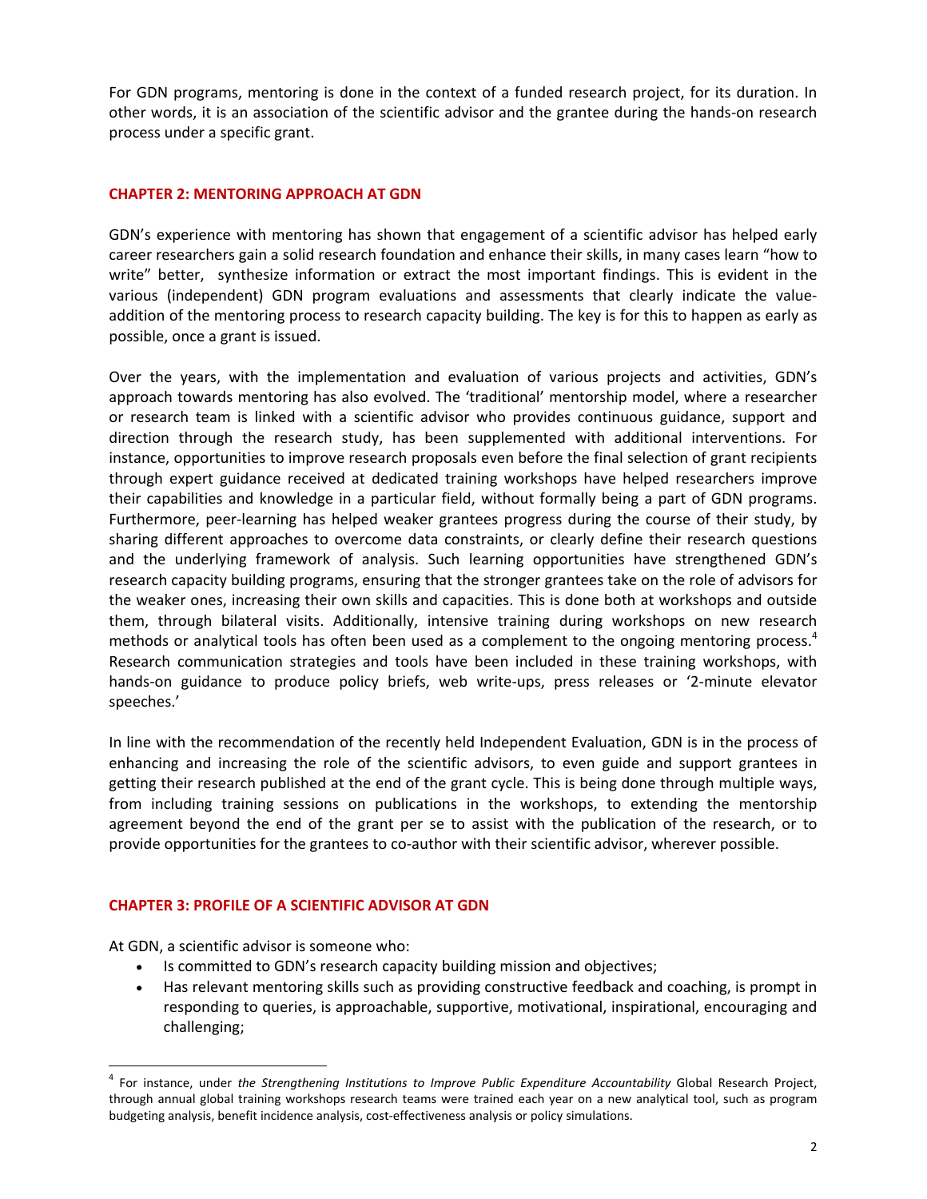For GDN programs, mentoring is done in the context of a funded research project, for its duration. In other words, it is an association of the scientific advisor and the grantee during the hands-on research process under a specific grant.

## CHAPTER 2: MENTORING APPROACH AT GDN

GDN's experience with mentoring has shown that engagement of a scientific advisor has helped early career researchers gain a solid research foundation and enhance their skills, in many cases learn "how to write" better, synthesize information or extract the most important findings. This is evident in the various (independent) GDN program evaluations and assessments that clearly indicate the value-addition of the mentoring process to research capacity building. The key is for this to happen as early as possible, once a grant is issued.

Over the years, with the implementation and evaluation of various projects and activities, GDN's approach towards mentoring has also evolved. The 'traditional' mentorship model, where a researcher or research team is linked with a scientific advisor who provides continuous guidance, support and direction through the research study, has been supplemented with additional interventions. For instance, opportunities to improve research proposals even before the final selection of grant recipients through expert guidance received at dedicated training workshops have helped researchers improve their capabilities and knowledge in a particular field, without formally being a part of GDN programs. Furthermore, peer-learning has helped weaker grantees progress during the course of their study, by sharing different approaches to overcome data constraints, or clearly define their research questions and the underlying framework of analysis. Such learning opportunities have strengthened GDN's research capacity building programs, ensuring that the stronger grantees take on the role of advisors for the weaker ones, increasing their own skills and capacities. This is done both at workshops and outside them, through bilateral visits. Additionally, intensive training during workshops on new research methods or analytical tools has often been used as a complement to the ongoing mentoring process.[4] Research communication strategies and tools have been included in these training workshops, with hands-on guidance to produce policy briefs, web write-ups, press releases or '2-minute elevator speeches.'

In line with the recommendation of the recently held Independent Evaluation, GDN is in the process of enhancing and increasing the role of the scientific advisors, to even guide and support grantees in getting their research published at the end of the grant cycle. This is being done through multiple ways, from including training sessions on publications in the workshops, to extending the mentorship agreement beyond the end of the grant per se to assist with the publication of the research, or to provide opportunities for the grantees to co-author with their scientific advisor, wherever possible.

## CHAPTER 3: PROFILE OF A SCIENTIFIC ADVISOR AT GDN

At GDN, a scientific advisor is someone who:

- Is committed to GDN's research capacity building mission and objectives;
- Has relevant mentoring skills such as providing constructive feedback and coaching, is prompt in responding to queries, is approachable, supportive, motivational, inspirational, encouraging and challenging;

[4] For instance, under *the Strengthening Institutions to Improve Public Expenditure Accountability* Global Research Project, through annual global training workshops research teams were trained each year on a new analytical tool, such as program budgeting analysis, benefit incidence analysis, cost-effectiveness analysis or policy simulations.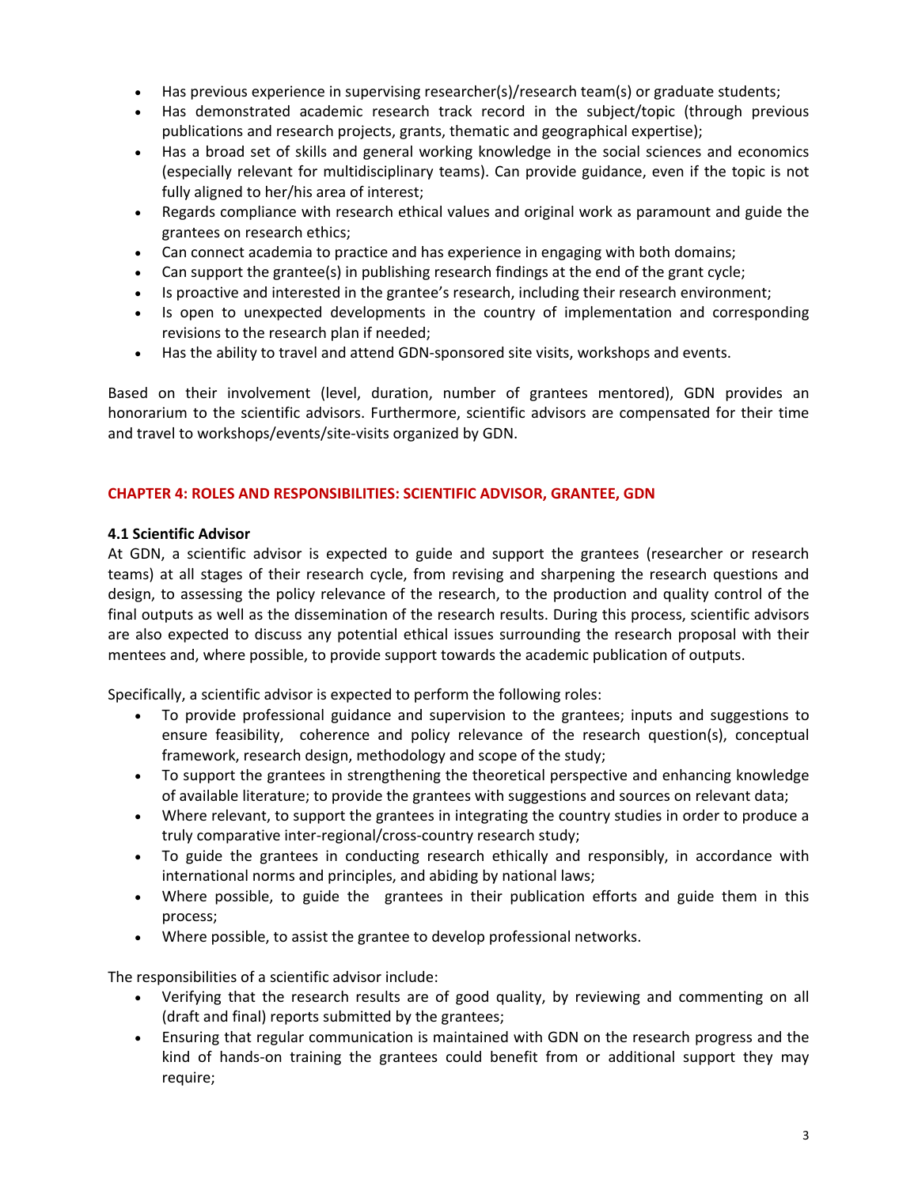- Has previous experience in supervising researcher(s)/research team(s) or graduate students;
- Has demonstrated academic research track record in the subject/topic (through previous publications and research projects, grants, thematic and geographical expertise);
- Has a broad set of skills and general working knowledge in the social sciences and economics (especially relevant for multidisciplinary teams). Can provide guidance, even if the topic is not fully aligned to her/his area of interest;
- Regards compliance with research ethical values and original work as paramount and guide the grantees on research ethics;
- Can connect academia to practice and has experience in engaging with both domains;
- Can support the grantee(s) in publishing research findings at the end of the grant cycle;
- Is proactive and interested in the grantee's research, including their research environment;
- Is open to unexpected developments in the country of implementation and corresponding revisions to the research plan if needed;
- Has the ability to travel and attend GDN-sponsored site visits, workshops and events.

Based on their involvement (level, duration, number of grantees mentored), GDN provides an honorarium to the scientific advisors. Furthermore, scientific advisors are compensated for their time and travel to workshops/events/site-visits organized by GDN.

## CHAPTER 4: ROLES AND RESPONSIBILITIES: SCIENTIFIC ADVISOR, GRANTEE, GDN

### 4.1 Scientific Advisor

At GDN, a scientific advisor is expected to guide and support the grantees (researcher or research teams) at all stages of their research cycle, from revising and sharpening the research questions and design, to assessing the policy relevance of the research, to the production and quality control of the final outputs as well as the dissemination of the research results. During this process, scientific advisors are also expected to discuss any potential ethical issues surrounding the research proposal with their mentees and, where possible, to provide support towards the academic publication of outputs.

Specifically, a scientific advisor is expected to perform the following roles:

- To provide professional guidance and supervision to the grantees; inputs and suggestions to ensure feasibility, coherence and policy relevance of the research question(s), conceptual framework, research design, methodology and scope of the study;
- To support the grantees in strengthening the theoretical perspective and enhancing knowledge of available literature; to provide the grantees with suggestions and sources on relevant data;
- Where relevant, to support the grantees in integrating the country studies in order to produce a truly comparative inter-regional/cross-country research study;
- To guide the grantees in conducting research ethically and responsibly, in accordance with international norms and principles, and abiding by national laws;
- Where possible, to guide the grantees in their publication efforts and guide them in this process;
- Where possible, to assist the grantee to develop professional networks.

The responsibilities of a scientific advisor include:

- Verifying that the research results are of good quality, by reviewing and commenting on all (draft and final) reports submitted by the grantees;
- Ensuring that regular communication is maintained with GDN on the research progress and the kind of hands-on training the grantees could benefit from or additional support they may require;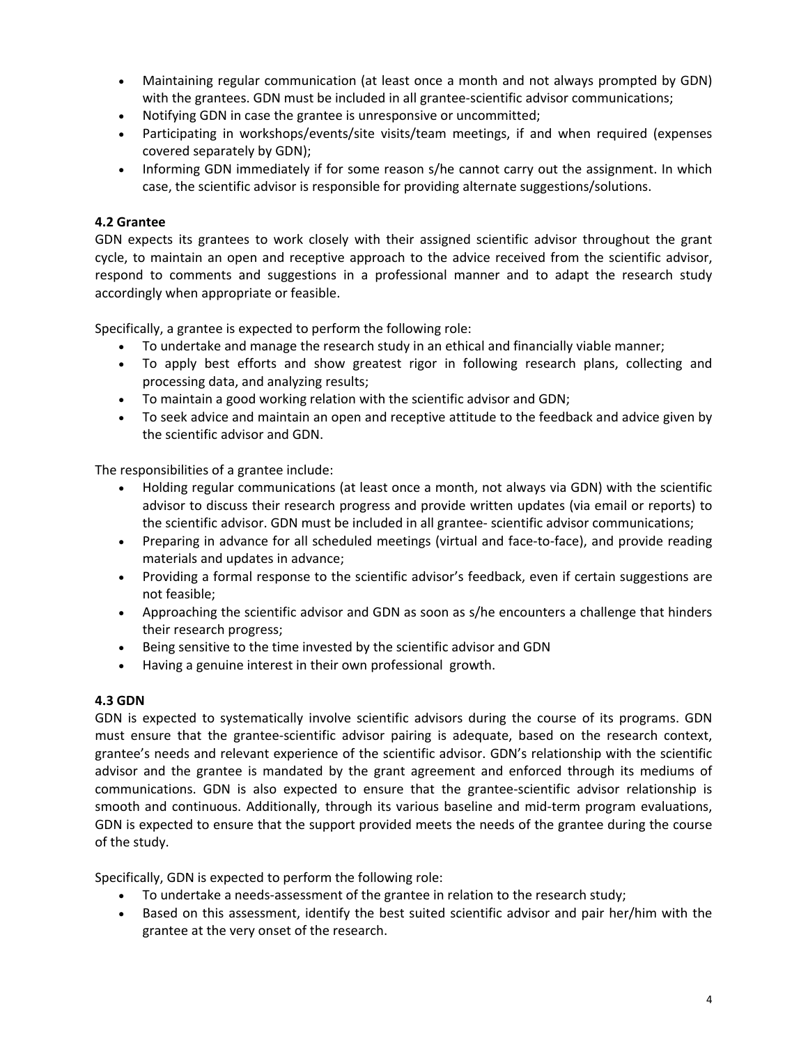- Maintaining regular communication (at least once a month and not always prompted by GDN) with the grantees. GDN must be included in all grantee-scientific advisor communications;
- Notifying GDN in case the grantee is unresponsive or uncommitted;
- Participating in workshops/events/site visits/team meetings, if and when required (expenses covered separately by GDN);
- Informing GDN immediately if for some reason s/he cannot carry out the assignment. In which case, the scientific advisor is responsible for providing alternate suggestions/solutions.

### 4.2 Grantee

GDN expects its grantees to work closely with their assigned scientific advisor throughout the grant cycle, to maintain an open and receptive approach to the advice received from the scientific advisor, respond to comments and suggestions in a professional manner and to adapt the research study accordingly when appropriate or feasible.

Specifically, a grantee is expected to perform the following role:

- To undertake and manage the research study in an ethical and financially viable manner;
- To apply best efforts and show greatest rigor in following research plans, collecting and processing data, and analyzing results;
- To maintain a good working relation with the scientific advisor and GDN;
- To seek advice and maintain an open and receptive attitude to the feedback and advice given by the scientific advisor and GDN.

The responsibilities of a grantee include:

- Holding regular communications (at least once a month, not always via GDN) with the scientific advisor to discuss their research progress and provide written updates (via email or reports) to the scientific advisor. GDN must be included in all grantee- scientific advisor communications;
- Preparing in advance for all scheduled meetings (virtual and face-to-face), and provide reading materials and updates in advance;
- Providing a formal response to the scientific advisor's feedback, even if certain suggestions are not feasible;
- Approaching the scientific advisor and GDN as soon as s/he encounters a challenge that hinders their research progress;
- Being sensitive to the time invested by the scientific advisor and GDN
- Having a genuine interest in their own professional growth.

### 4.3 GDN

GDN is expected to systematically involve scientific advisors during the course of its programs. GDN must ensure that the grantee-scientific advisor pairing is adequate, based on the research context, grantee's needs and relevant experience of the scientific advisor. GDN's relationship with the scientific advisor and the grantee is mandated by the grant agreement and enforced through its mediums of communications. GDN is also expected to ensure that the grantee-scientific advisor relationship is smooth and continuous. Additionally, through its various baseline and mid-term program evaluations, GDN is expected to ensure that the support provided meets the needs of the grantee during the course of the study.

Specifically, GDN is expected to perform the following role:

- To undertake a needs-assessment of the grantee in relation to the research study;
- Based on this assessment, identify the best suited scientific advisor and pair her/him with the grantee at the very onset of the research.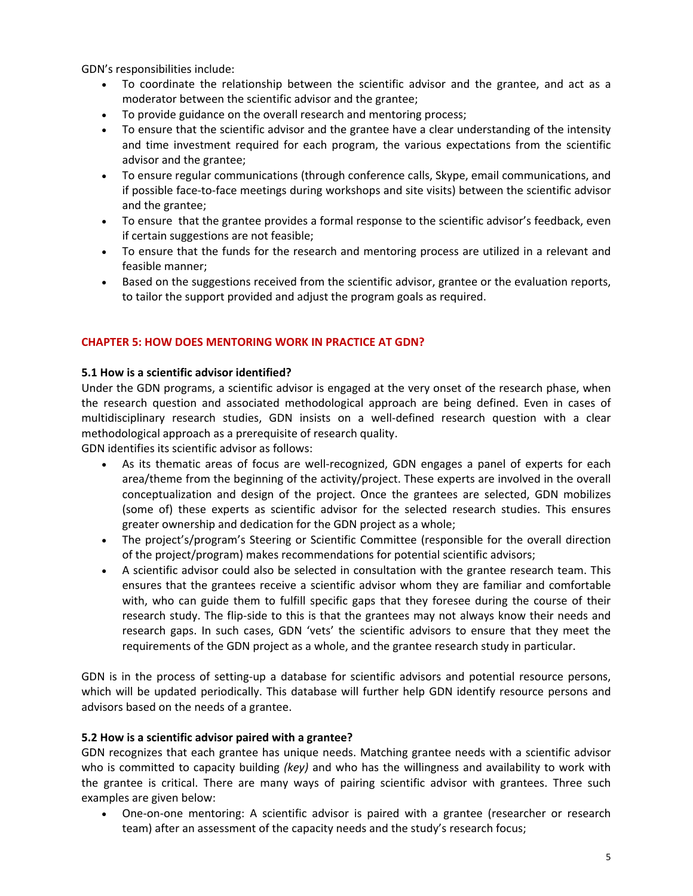GDN's responsibilities include:

- To coordinate the relationship between the scientific advisor and the grantee, and act as a moderator between the scientific advisor and the grantee;
- To provide guidance on the overall research and mentoring process;
- To ensure that the scientific advisor and the grantee have a clear understanding of the intensity and time investment required for each program, the various expectations from the scientific advisor and the grantee;
- To ensure regular communications (through conference calls, Skype, email communications, and if possible face-to-face meetings during workshops and site visits) between the scientific advisor and the grantee;
- To ensure that the grantee provides a formal response to the scientific advisor's feedback, even if certain suggestions are not feasible;
- To ensure that the funds for the research and mentoring process are utilized in a relevant and feasible manner;
- Based on the suggestions received from the scientific advisor, grantee or the evaluation reports, to tailor the support provided and adjust the program goals as required.

## CHAPTER 5: HOW DOES MENTORING WORK IN PRACTICE AT GDN?

### 5.1 How is a scientific advisor identified?

Under the GDN programs, a scientific advisor is engaged at the very onset of the research phase, when the research question and associated methodological approach are being defined. Even in cases of multidisciplinary research studies, GDN insists on a well-defined research question with a clear methodological approach as a prerequisite of research quality.

GDN identifies its scientific advisor as follows:

- As its thematic areas of focus are well-recognized, GDN engages a panel of experts for each area/theme from the beginning of the activity/project. These experts are involved in the overall conceptualization and design of the project. Once the grantees are selected, GDN mobilizes (some of) these experts as scientific advisor for the selected research studies. This ensures greater ownership and dedication for the GDN project as a whole;
- The project's/program's Steering or Scientific Committee (responsible for the overall direction of the project/program) makes recommendations for potential scientific advisors;
- A scientific advisor could also be selected in consultation with the grantee research team. This ensures that the grantees receive a scientific advisor whom they are familiar and comfortable with, who can guide them to fulfill specific gaps that they foresee during the course of their research study. The flip-side to this is that the grantees may not always know their needs and research gaps. In such cases, GDN 'vets' the scientific advisors to ensure that they meet the requirements of the GDN project as a whole, and the grantee research study in particular.

GDN is in the process of setting-up a database for scientific advisors and potential resource persons, which will be updated periodically. This database will further help GDN identify resource persons and advisors based on the needs of a grantee.

### 5.2 How is a scientific advisor paired with a grantee?

GDN recognizes that each grantee has unique needs. Matching grantee needs with a scientific advisor who is committed to capacity building *(key)* and who has the willingness and availability to work with the grantee is critical. There are many ways of pairing scientific advisor with grantees. Three such examples are given below:

- One-on-one mentoring: A scientific advisor is paired with a grantee (researcher or research team) after an assessment of the capacity needs and the study's research focus;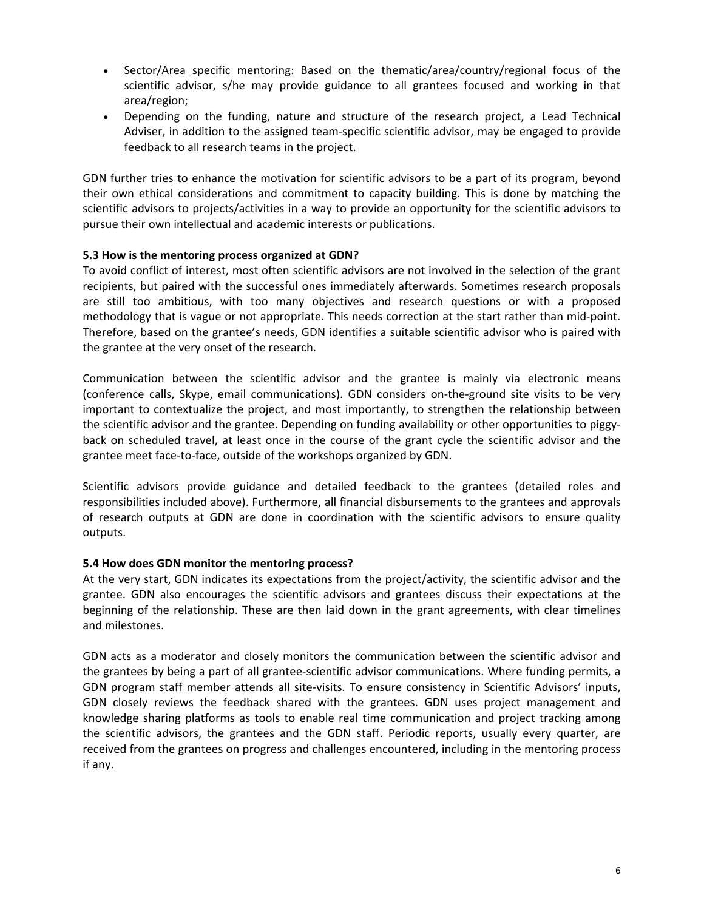- Sector/Area specific mentoring: Based on the thematic/area/country/regional focus of the scientific advisor, s/he may provide guidance to all grantees focused and working in that area/region;
- Depending on the funding, nature and structure of the research project, a Lead Technical Adviser, in addition to the assigned team-specific scientific advisor, may be engaged to provide feedback to all research teams in the project.

GDN further tries to enhance the motivation for scientific advisors to be a part of its program, beyond their own ethical considerations and commitment to capacity building. This is done by matching the scientific advisors to projects/activities in a way to provide an opportunity for the scientific advisors to pursue their own intellectual and academic interests or publications.

**5.3 How is the mentoring process organized at GDN?**

To avoid conflict of interest, most often scientific advisors are not involved in the selection of the grant recipients, but paired with the successful ones immediately afterwards. Sometimes research proposals are still too ambitious, with too many objectives and research questions or with a proposed methodology that is vague or not appropriate. This needs correction at the start rather than mid-point. Therefore, based on the grantee's needs, GDN identifies a suitable scientific advisor who is paired with the grantee at the very onset of the research.

Communication between the scientific advisor and the grantee is mainly via electronic means (conference calls, Skype, email communications). GDN considers on-the-ground site visits to be very important to contextualize the project, and most importantly, to strengthen the relationship between the scientific advisor and the grantee. Depending on funding availability or other opportunities to piggy-back on scheduled travel, at least once in the course of the grant cycle the scientific advisor and the grantee meet face-to-face, outside of the workshops organized by GDN.

Scientific advisors provide guidance and detailed feedback to the grantees (detailed roles and responsibilities included above). Furthermore, all financial disbursements to the grantees and approvals of research outputs at GDN are done in coordination with the scientific advisors to ensure quality outputs.

**5.4 How does GDN monitor the mentoring process?**

At the very start, GDN indicates its expectations from the project/activity, the scientific advisor and the grantee. GDN also encourages the scientific advisors and grantees discuss their expectations at the beginning of the relationship. These are then laid down in the grant agreements, with clear timelines and milestones.

GDN acts as a moderator and closely monitors the communication between the scientific advisor and the grantees by being a part of all grantee-scientific advisor communications. Where funding permits, a GDN program staff member attends all site-visits. To ensure consistency in Scientific Advisors' inputs, GDN closely reviews the feedback shared with the grantees. GDN uses project management and knowledge sharing platforms as tools to enable real time communication and project tracking among the scientific advisors, the grantees and the GDN staff. Periodic reports, usually every quarter, are received from the grantees on progress and challenges encountered, including in the mentoring process if any.